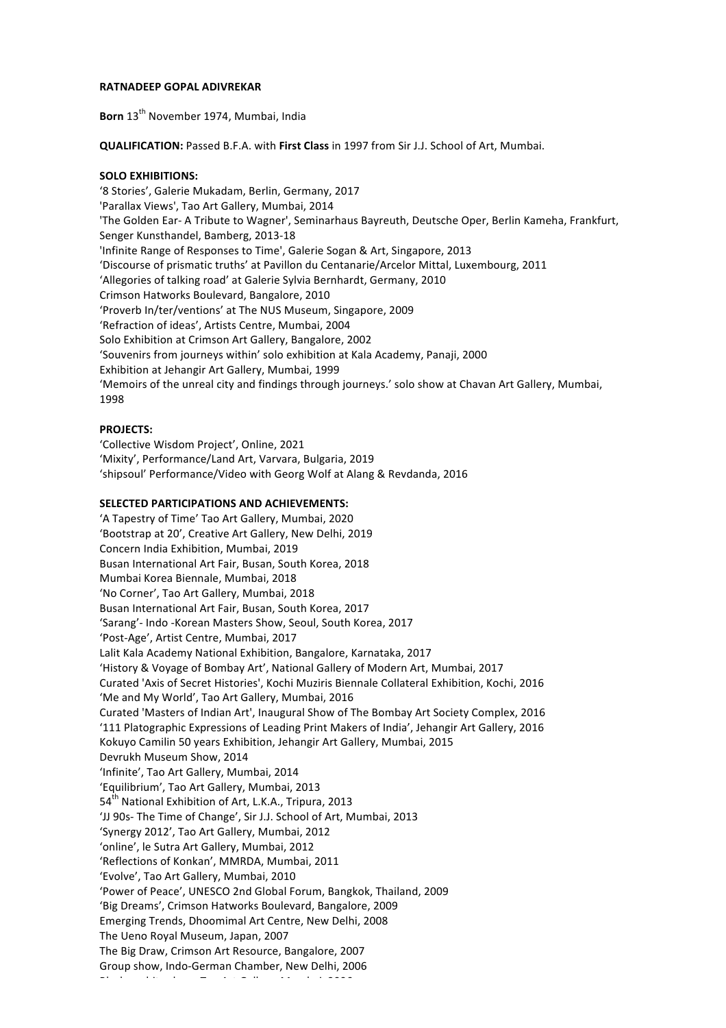**RATNADEEP GOPAL ADIVREKAR**

**Born** 13th November 1974, Mumbai, India

**QUALIFICATION:** Passed B.F.A. with **First Class** in 1997 from Sir J.J. School of Art, Mumbai.

**SOLO EXHIBITIONS:**

'8 Stories', Galerie Mukadam, Berlin, Germany, 2017
'Parallax Views', Tao Art Gallery, Mumbai, 2014
'The Golden Ear- A Tribute to Wagner', Seminarhaus Bayreuth, Deutsche Oper, Berlin Kameha, Frankfurt, Senger Kunsthandel, Bamberg, 2013-18
'Infinite Range of Responses to Time', Galerie Sogan & Art, Singapore, 2013
'Discourse of prismatic truths' at Pavillon du Centanarie/Arcelor Mittal, Luxembourg, 2011
'Allegories of talking road' at Galerie Sylvia Bernhardt, Germany, 2010
Crimson Hatworks Boulevard, Bangalore, 2010
'Proverb In/ter/ventions' at The NUS Museum, Singapore, 2009
'Refraction of ideas', Artists Centre, Mumbai, 2004
Solo Exhibition at Crimson Art Gallery, Bangalore, 2002
'Souvenirs from journeys within' solo exhibition at Kala Academy, Panaji, 2000
Exhibition at Jehangir Art Gallery, Mumbai, 1999
'Memoirs of the unreal city and findings through journeys.' solo show at Chavan Art Gallery, Mumbai, 1998

**PROJECTS:**

'Collective Wisdom Project', Online, 2021
'Mixity', Performance/Land Art, Varvara, Bulgaria, 2019
'shipsoul' Performance/Video with Georg Wolf at Alang & Revdanda, 2016

**SELECTED PARTICIPATIONS AND ACHIEVEMENTS:**

'A Tapestry of Time' Tao Art Gallery, Mumbai, 2020
'Bootstrap at 20', Creative Art Gallery, New Delhi, 2019
Concern India Exhibition, Mumbai, 2019
Busan International Art Fair, Busan, South Korea, 2018
Mumbai Korea Biennale, Mumbai, 2018
'No Corner', Tao Art Gallery, Mumbai, 2018
Busan International Art Fair, Busan, South Korea, 2017
'Sarang'- Indo -Korean Masters Show, Seoul, South Korea, 2017
'Post-Age', Artist Centre, Mumbai, 2017
Lalit Kala Academy National Exhibition, Bangalore, Karnataka, 2017
'History & Voyage of Bombay Art', National Gallery of Modern Art, Mumbai, 2017
Curated 'Axis of Secret Histories', Kochi Muziris Biennale Collateral Exhibition, Kochi, 2016
'Me and My World', Tao Art Gallery, Mumbai, 2016
Curated 'Masters of Indian Art', Inaugural Show of The Bombay Art Society Complex, 2016
'111 Platographic Expressions of Leading Print Makers of India', Jehangir Art Gallery, 2016
Kokuyo Camilin 50 years Exhibition, Jehangir Art Gallery, Mumbai, 2015
Devrukh Museum Show, 2014
'Infinite', Tao Art Gallery, Mumbai, 2014
'Equilibrium', Tao Art Gallery, Mumbai, 2013
54th National Exhibition of Art, L.K.A., Tripura, 2013
'JJ 90s- The Time of Change', Sir J.J. School of Art, Mumbai, 2013
'Synergy 2012', Tao Art Gallery, Mumbai, 2012
'online', le Sutra Art Gallery, Mumbai, 2012
'Reflections of Konkan', MMRDA, Mumbai, 2011
'Evolve', Tao Art Gallery, Mumbai, 2010
'Power of Peace', UNESCO 2nd Global Forum, Bangkok, Thailand, 2009
'Big Dreams', Crimson Hatworks Boulevard, Bangalore, 2009
Emerging Trends, Dhoomimal Art Centre, New Delhi, 2008
The Ueno Royal Museum, Japan, 2007
The Big Draw, Crimson Art Resource, Bangalore, 2007
Group show, Indo-German Chamber, New Delhi, 2006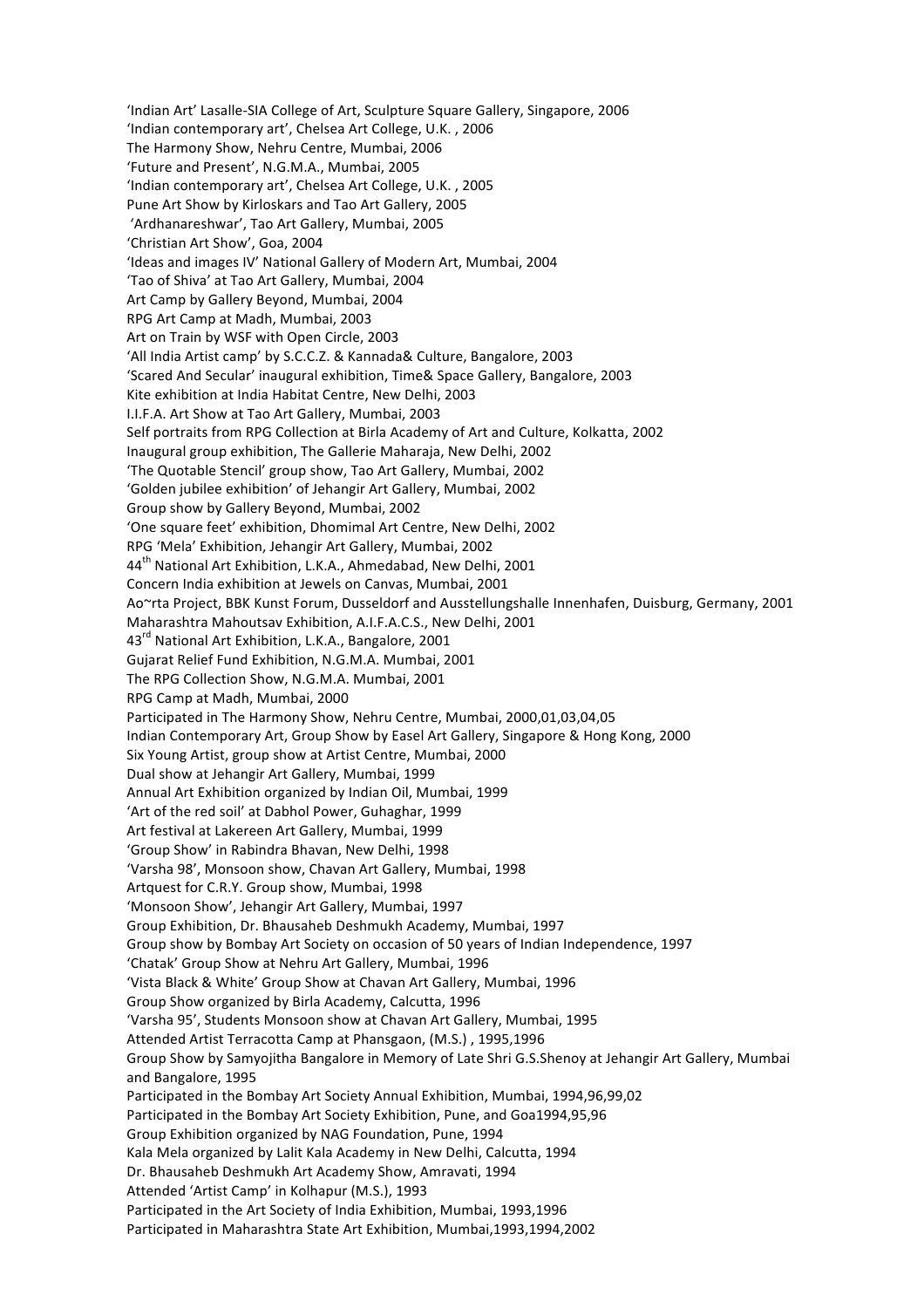'Indian Art' Lasalle-SIA College of Art, Sculpture Square Gallery, Singapore, 2006
'Indian contemporary art', Chelsea Art College, U.K. , 2006
The Harmony Show, Nehru Centre, Mumbai, 2006
'Future and Present', N.G.M.A., Mumbai, 2005
'Indian contemporary art', Chelsea Art College, U.K. , 2005
Pune Art Show by Kirloskars and Tao Art Gallery, 2005
'Ardhanareshwar', Tao Art Gallery, Mumbai, 2005
'Christian Art Show', Goa, 2004
'Ideas and images IV' National Gallery of Modern Art, Mumbai, 2004
'Tao of Shiva' at Tao Art Gallery, Mumbai, 2004
Art Camp by Gallery Beyond, Mumbai, 2004
RPG Art Camp at Madh, Mumbai, 2003
Art on Train by WSF with Open Circle, 2003
'All India Artist camp' by S.C.C.Z. & Kannada& Culture, Bangalore, 2003
'Scared And Secular' inaugural exhibition, Time& Space Gallery, Bangalore, 2003
Kite exhibition at India Habitat Centre, New Delhi, 2003
I.I.F.A. Art Show at Tao Art Gallery, Mumbai, 2003
Self portraits from RPG Collection at Birla Academy of Art and Culture, Kolkatta, 2002
Inaugural group exhibition, The Gallerie Maharaja, New Delhi, 2002
'The Quotable Stencil' group show, Tao Art Gallery, Mumbai, 2002
'Golden jubilee exhibition' of Jehangir Art Gallery, Mumbai, 2002
Group show by Gallery Beyond, Mumbai, 2002
'One square feet' exhibition, Dhomimal Art Centre, New Delhi, 2002
RPG 'Mela' Exhibition, Jehangir Art Gallery, Mumbai, 2002
44th National Art Exhibition, L.K.A., Ahmedabad, New Delhi, 2001
Concern India exhibition at Jewels on Canvas, Mumbai, 2001
Ao~rta Project, BBK Kunst Forum, Dusseldorf and Ausstellungshalle Innenhafen, Duisburg, Germany, 2001
Maharashtra Mahoutsav Exhibition, A.I.F.A.C.S., New Delhi, 2001
43rd National Art Exhibition, L.K.A., Bangalore, 2001
Gujarat Relief Fund Exhibition, N.G.M.A. Mumbai, 2001
The RPG Collection Show, N.G.M.A. Mumbai, 2001
RPG Camp at Madh, Mumbai, 2000
Participated in The Harmony Show, Nehru Centre, Mumbai, 2000,01,03,04,05
Indian Contemporary Art, Group Show by Easel Art Gallery, Singapore & Hong Kong, 2000
Six Young Artist, group show at Artist Centre, Mumbai, 2000
Dual show at Jehangir Art Gallery, Mumbai, 1999
Annual Art Exhibition organized by Indian Oil, Mumbai, 1999
'Art of the red soil' at Dabhol Power, Guhaghar, 1999
Art festival at Lakereen Art Gallery, Mumbai, 1999
'Group Show' in Rabindra Bhavan, New Delhi, 1998
'Varsha 98', Monsoon show, Chavan Art Gallery, Mumbai, 1998
Artquest for C.R.Y. Group show, Mumbai, 1998
'Monsoon Show', Jehangir Art Gallery, Mumbai, 1997
Group Exhibition, Dr. Bhausaheb Deshmukh Academy, Mumbai, 1997
Group show by Bombay Art Society on occasion of 50 years of Indian Independence, 1997
'Chatak' Group Show at Nehru Art Gallery, Mumbai, 1996
'Vista Black & White' Group Show at Chavan Art Gallery, Mumbai, 1996
Group Show organized by Birla Academy, Calcutta, 1996
'Varsha 95', Students Monsoon show at Chavan Art Gallery, Mumbai, 1995
Attended Artist Terracotta Camp at Phansgaon, (M.S.) , 1995,1996
Group Show by Samyojitha Bangalore in Memory of Late Shri G.S.Shenoy at Jehangir Art Gallery, Mumbai and Bangalore, 1995
Participated in the Bombay Art Society Annual Exhibition, Mumbai, 1994,96,99,02
Participated in the Bombay Art Society Exhibition, Pune, and Goa1994,95,96
Group Exhibition organized by NAG Foundation, Pune, 1994
Kala Mela organized by Lalit Kala Academy in New Delhi, Calcutta, 1994
Dr. Bhausaheb Deshmukh Art Academy Show, Amravati, 1994
Attended 'Artist Camp' in Kolhapur (M.S.), 1993
Participated in the Art Society of India Exhibition, Mumbai, 1993,1996
Participated in Maharashtra State Art Exhibition, Mumbai,1993,1994,2002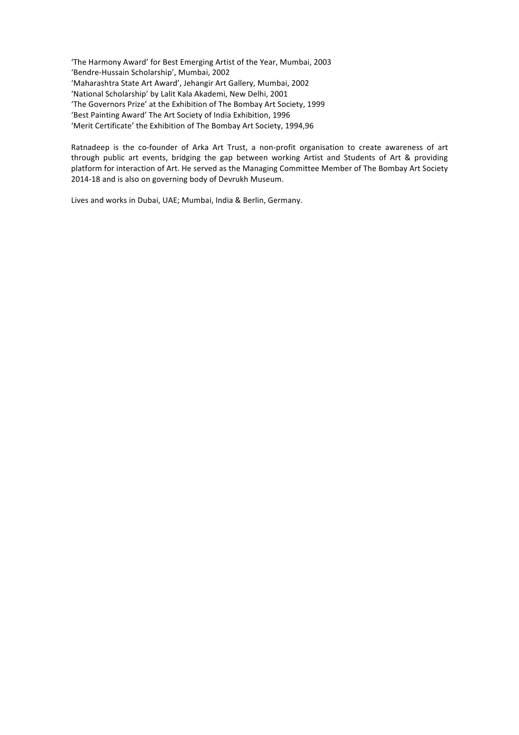'The Harmony Award' for Best Emerging Artist of the Year, Mumbai, 2003
'Bendre-Hussain Scholarship', Mumbai, 2002
'Maharashtra State Art Award', Jehangir Art Gallery, Mumbai, 2002
'National Scholarship' by Lalit Kala Akademi, New Delhi, 2001
'The Governors Prize' at the Exhibition of The Bombay Art Society, 1999
'Best Painting Award' The Art Society of India Exhibition, 1996
'Merit Certificate' the Exhibition of The Bombay Art Society, 1994,96

Ratnadeep is the co-founder of Arka Art Trust, a non-profit organisation to create awareness of art through public art events, bridging the gap between working Artist and Students of Art & providing platform for interaction of Art. He served as the Managing Committee Member of The Bombay Art Society 2014-18 and is also on governing body of Devrukh Museum.

Lives and works in Dubai, UAE; Mumbai, India & Berlin, Germany.